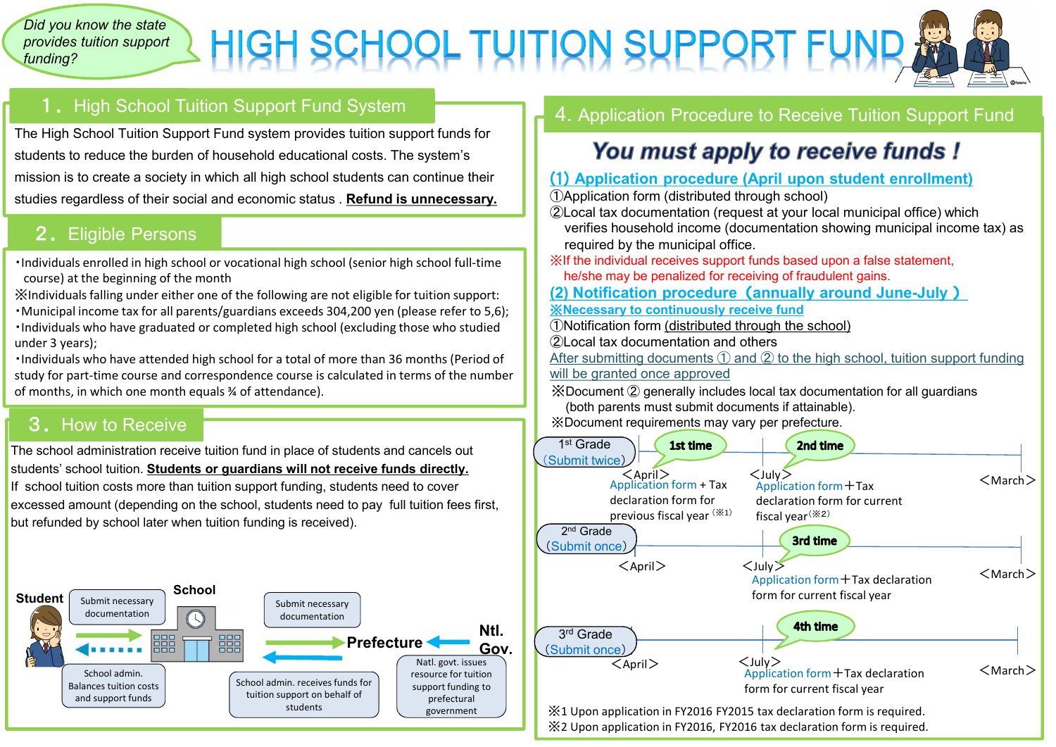Did you know the state provides tuition support funding?

# HIGH SCHOOL TUITION SUPPORT FUND

## 1. High School Tuition Support Fund System

The High School Tuition Support Fund system provides tuition support funds for students to reduce the burden of household educational costs. The system's mission is to create a society in which all high school students can continue their studies regardless of their social and economic status . **Refund is unnecessary.**

## 2. Eligible Persons

- ・Individuals enrolled in high school or vocational high school (senior high school full-time course) at the beginning of the month

※Individuals falling under either one of the following are not eligible for tuition support:

- ・Municipal income tax for all parents/guardians exceeds 304,200 yen (please refer to 5,6);
- ・Individuals who have graduated or completed high school (excluding those who studied under 3 years);
- ・Individuals who have attended high school for a total of more than 36 months (Period of study for part-time course and correspondence course is calculated in terms of the number of months, in which one month equals ¾ of attendance).

## 3. How to Receive

The school administration receive tuition fund in place of students and cancels out students' school tuition. **Students or guardians will not receive funds directly.**

If school tuition costs more than tuition support funding, students need to cover excessed amount (depending on the school, students need to pay full tuition fees first, but refunded by school later when tuition funding is received).

Student — Submit necessary documentation → School — Submit necessary documentation → Prefecture ← Ntl. Gov.

School admin. Balances tuition costs and support funds

School admin. receives funds for tuition support on behalf of students

Natl. govt. issues resource for tuition support funding to prefectural government

## 4. Application Procedure to Receive Tuition Support Fund

### *You must apply to receive funds !*

### (1) Application procedure (April upon student enrollment)

①Application form (distributed through school)

②Local tax documentation (request at your local municipal office) which verifies household income (documentation showing municipal income tax) as required by the municipal office.

※If the individual receives support funds based upon a false statement, he/she may be penalized for receiving of fraudulent gains.

### (2) Notification procedure（annually around June-July ）

※Necessary to continuously receive fund

①Notification form (distributed through the school)

②Local tax documentation and others

After submitting documents ① and ② to the high school, tuition support funding will be granted once approved

※Document ② generally includes local tax documentation for all guardians (both parents must submit documents if attainable).

※Document requirements may vary per prefecture.

**1st Grade (Submit twice)**

- 1st time — <April> Application form + Tax declaration form for previous fiscal year (※1)
- 2nd time — <July> Application form＋Tax declaration form for current fiscal year (※2)
- <March>

**2nd Grade (Submit once)**

- <April>
- 3rd time — <July> Application form＋Tax declaration form for current fiscal year
- <March>

**3rd Grade (Submit once)**

- <April>
- 4th time — <July> Application form＋Tax declaration form for current fiscal year
- <March>

※1 Upon application in FY2016 FY2015 tax declaration form is required.

※2 Upon application in FY2016, FY2016 tax declaration form is required.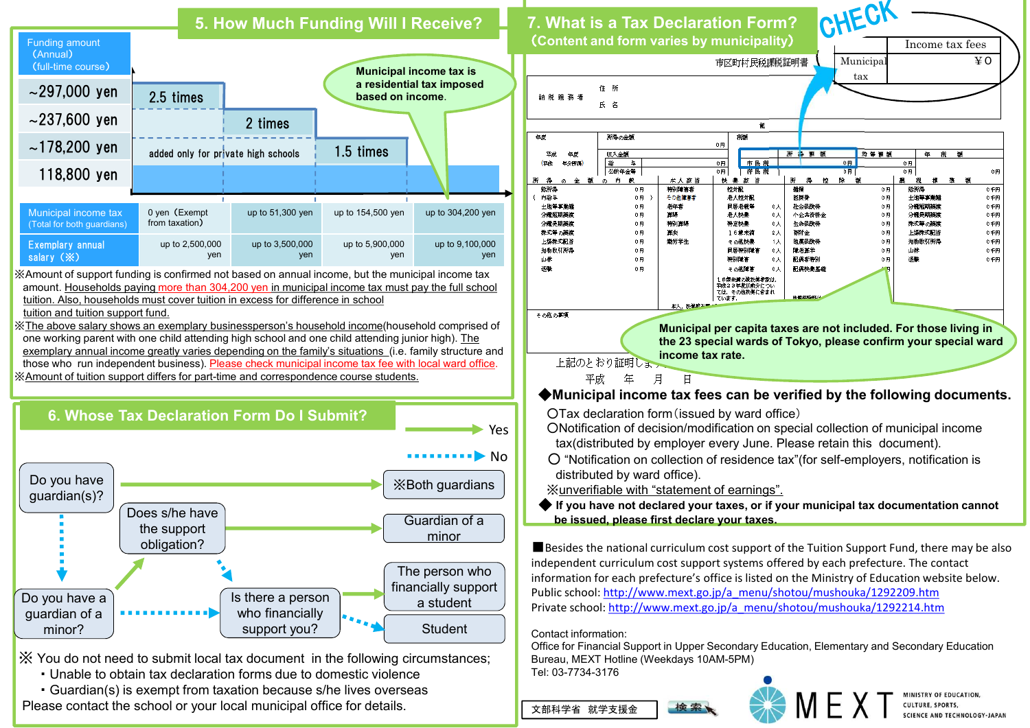## 5. How Much Funding Will I Receive?

Funding amount (Annual) (full-time course)

~297,000 yen — 2.5 times
~237,600 yen — 2 times
~178,200 yen — 1.5 times
118,800 yen

added only for private high schools

Municipal income tax is a residential tax imposed based on income.

| | | | | |
|---|---|---|---|---|
| Municipal income tax (Total for both guardians) | 0 yen（Exempt from taxation） | up to 51,300 yen | up to 154,500 yen | up to 304,200 yen |
| Exemplary annual salary（※） | up to 2,500,000 yen | up to 3,500,000 yen | up to 5,900,000 yen | up to 9,100,000 yen |

※Amount of support funding is confirmed not based on annual income, but the municipal income tax amount. Households paying more than 304,200 yen in municipal income tax must pay the full school tuition. Also, households must cover tuition in excess for difference in school tuition and tuition support fund.

※The above salary shows an exemplary businessperson's household income(household comprised of one working parent with one child attending high school and one child attending junior high). The exemplary annual income greatly varies depending on the family's situations (i.e. family structure and those who run independent business). Please check municipal income tax fee with local ward office.

※Amount of tuition support differs for part-time and correspondence course students.

## 6. Whose Tax Declaration Form Do I Submit?

Yes → / No ⇢

- Do you have guardian(s)? — Yes → ※Both guardians; No → Do you have a guardian of a minor?
- Do you have a guardian of a minor? — Yes → Does s/he have the support obligation?; No → Is there a person who financially support you?
- Does s/he have the support obligation? — Yes → Guardian of a minor; No → Is there a person who financially support you?
- Is there a person who financially support you? — Yes → The person who financially support a student; No → Student

※ You do not need to submit local tax document in the following circumstances;
- Unable to obtain tax declaration forms due to domestic violence
- Guardian(s) is exempt from taxation because s/he lives overseas

Please contact the school or your local municipal office for details.

## 7. What is a Tax Declaration Form? (Content and form varies by municipality)

CHECK

| | Income tax fees |
|---|---|
| Municipal tax | ￥0 |

市区町村民税課税証明書

Municipal per capita taxes are not included. For those living in the 23 special wards of Tokyo, please confirm your special ward income tax rate.

上記のとおり証明します。
平成　年　月　日

◆**Municipal income tax fees can be verified by the following documents.**

○Tax declaration form（issued by ward office）
○Notification of decision/modification on special collection of municipal income tax(distributed by employer every June. Please retain this document).
○ "Notification on collection of residence tax"(for self-employers, notification is distributed by ward office).
※unverifiable with "statement of earnings".

◆ **If you have not declared your taxes, or if your municipal tax documentation cannot be issued, please first declare your taxes.**

■Besides the national curriculum cost support of the Tuition Support Fund, there may be also independent curriculum cost support systems offered by each prefecture. The contact information for each prefecture's office is listed on the Ministry of Education website below.
Public school: http://www.mext.go.jp/a_menu/shotou/mushouka/1292209.htm
Private school: http://www.mext.go.jp/a_menu/shotou/mushouka/1292214.htm

Contact information:
Office for Financial Support in Upper Secondary Education, Elementary and Secondary Education Bureau, MEXT Hotline (Weekdays 10AM-5PM)
Tel: 03-7734-3176

文部科学省　就学支援金　検索

MEXT MINISTRY OF EDUCATION, CULTURE, SPORTS, SCIENCE AND TECHNOLOGY-JAPAN